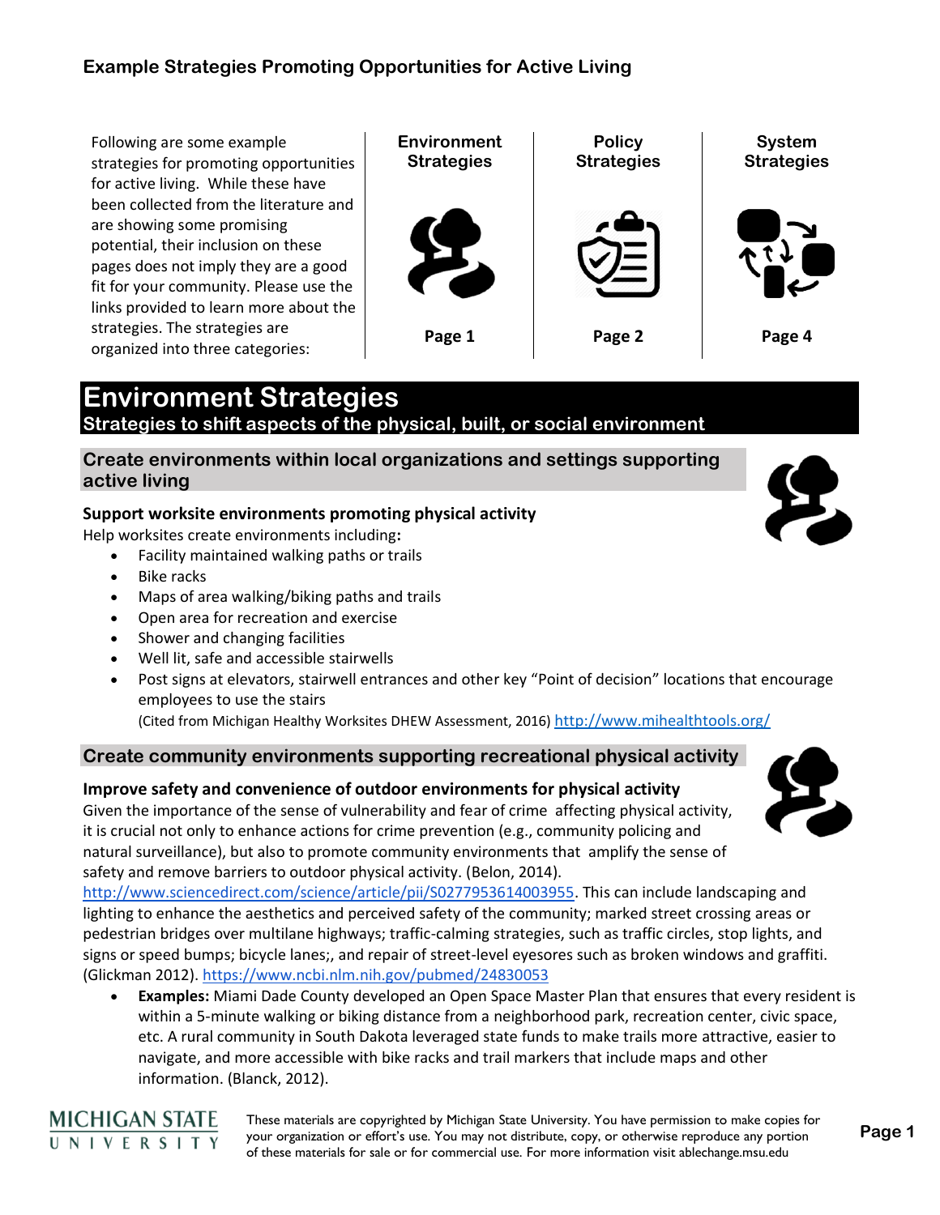## Example Strategies Promoting Opportunities for Active Living

Following are some example strategies for promoting opportunities for active living. While these have been collected from the literature and are showing some promising potential, their inclusion on these pages does not imply they are a good fit for your community. Please use the links provided to learn more about the strategies. The strategies are organized into three categories:

| Environment Strategies | Policy Strategies | System Strategies |
| --- | --- | --- |
| Page 1 | Page 2 | Page 4 |

# Environment Strategies

**Strategies to shift aspects of the physical, built, or social environment**

## Create environments within local organizations and settings supporting active living

### Support worksite environments promoting physical activity

Help worksites create environments including**:**

- Facility maintained walking paths or trails
- Bike racks
- Maps of area walking/biking paths and trails
- Open area for recreation and exercise
- Shower and changing facilities
- Well lit, safe and accessible stairwells
- Post signs at elevators, stairwell entrances and other key "Point of decision" locations that encourage employees to use the stairs

(Cited from Michigan Healthy Worksites DHEW Assessment, 2016) http://www.mihealthtools.org/

## Create community environments supporting recreational physical activity

### Improve safety and convenience of outdoor environments for physical activity

Given the importance of the sense of vulnerability and fear of crime affecting physical activity, it is crucial not only to enhance actions for crime prevention (e.g., community policing and natural surveillance), but also to promote community environments that amplify the sense of safety and remove barriers to outdoor physical activity. (Belon, 2014). http://www.sciencedirect.com/science/article/pii/S0277953614003955. This can include landscaping and lighting to enhance the aesthetics and perceived safety of the community; marked street crossing areas or pedestrian bridges over multilane highways; traffic-calming strategies, such as traffic circles, stop lights, and signs or speed bumps; bicycle lanes;, and repair of street-level eyesores such as broken windows and graffiti. (Glickman 2012). https://www.ncbi.nlm.nih.gov/pubmed/24830053

- **Examples:** Miami Dade County developed an Open Space Master Plan that ensures that every resident is within a 5-minute walking or biking distance from a neighborhood park, recreation center, civic space, etc. A rural community in South Dakota leveraged state funds to make trails more attractive, easier to navigate, and more accessible with bike racks and trail markers that include maps and other information. (Blanck, 2012).

These materials are copyrighted by Michigan State University. You have permission to make copies for your organization or effort's use. You may not distribute, copy, or otherwise reproduce any portion of these materials for sale or for commercial use. For more information visit ablechange.msu.edu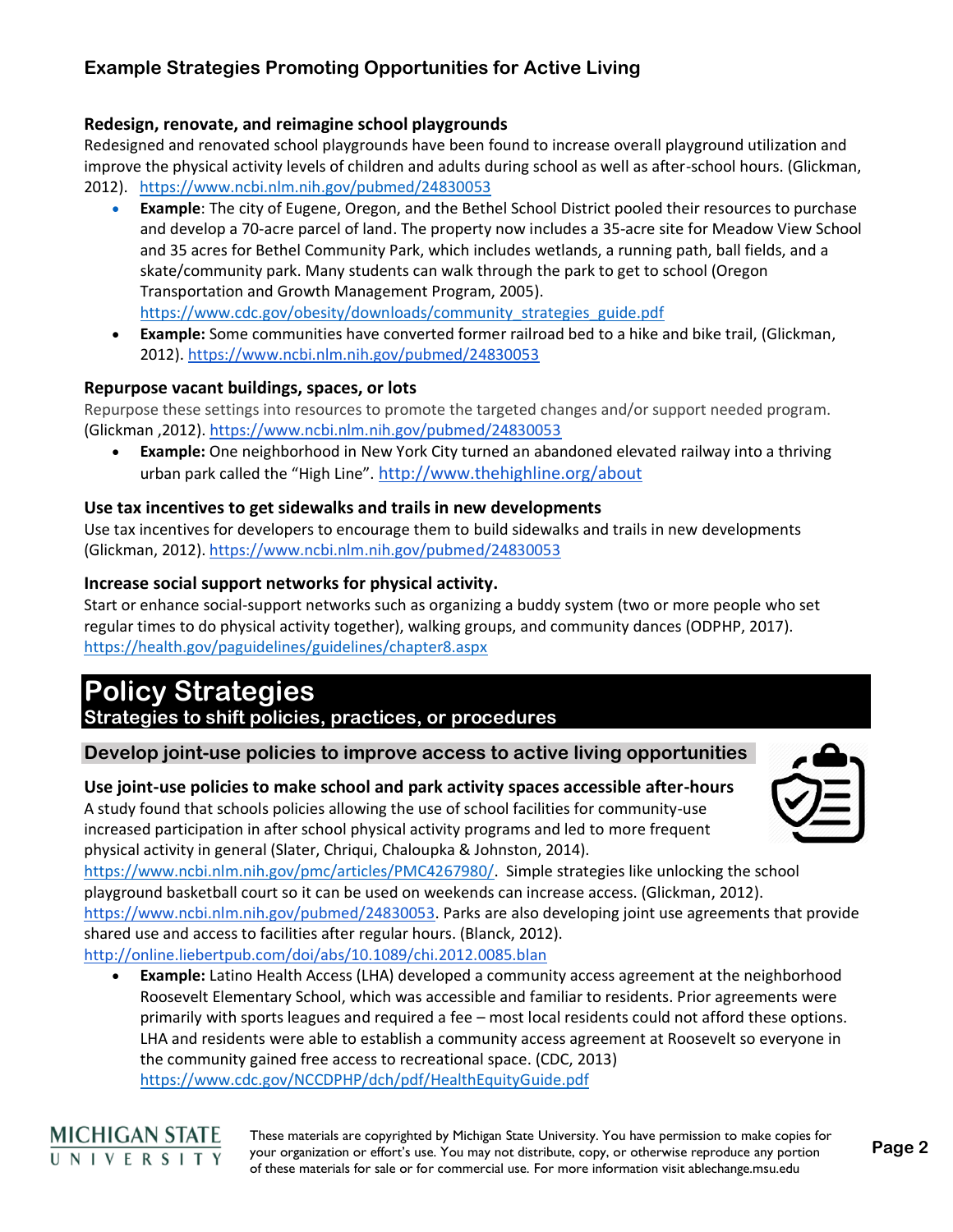## Example Strategies Promoting Opportunities for Active Living

### Redesign, renovate, and reimagine school playgrounds

Redesigned and renovated school playgrounds have been found to increase overall playground utilization and improve the physical activity levels of children and adults during school as well as after-school hours. (Glickman, 2012). https://www.ncbi.nlm.nih.gov/pubmed/24830053

- **Example**: The city of Eugene, Oregon, and the Bethel School District pooled their resources to purchase and develop a 70-acre parcel of land. The property now includes a 35-acre site for Meadow View School and 35 acres for Bethel Community Park, which includes wetlands, a running path, ball fields, and a skate/community park. Many students can walk through the park to get to school (Oregon Transportation and Growth Management Program, 2005). https://www.cdc.gov/obesity/downloads/community_strategies_guide.pdf
- **Example:** Some communities have converted former railroad bed to a hike and bike trail, (Glickman, 2012). https://www.ncbi.nlm.nih.gov/pubmed/24830053

### Repurpose vacant buildings, spaces, or lots

Repurpose these settings into resources to promote the targeted changes and/or support needed program. (Glickman ,2012). https://www.ncbi.nlm.nih.gov/pubmed/24830053

- **Example:** One neighborhood in New York City turned an abandoned elevated railway into a thriving urban park called the "High Line". http://www.thehighline.org/about

### Use tax incentives to get sidewalks and trails in new developments

Use tax incentives for developers to encourage them to build sidewalks and trails in new developments (Glickman, 2012). https://www.ncbi.nlm.nih.gov/pubmed/24830053

### Increase social support networks for physical activity.

Start or enhance social-support networks such as organizing a buddy system (two or more people who set regular times to do physical activity together), walking groups, and community dances (ODPHP, 2017). https://health.gov/paguidelines/guidelines/chapter8.aspx

# Policy Strategies

## Strategies to shift policies, practices, or procedures

## Develop joint-use policies to improve access to active living opportunities

### Use joint-use policies to make school and park activity spaces accessible after-hours

A study found that schools policies allowing the use of school facilities for community-use increased participation in after school physical activity programs and led to more frequent physical activity in general (Slater, Chriqui, Chaloupka & Johnston, 2014). https://www.ncbi.nlm.nih.gov/pmc/articles/PMC4267980/. Simple strategies like unlocking the school playground basketball court so it can be used on weekends can increase access. (Glickman, 2012). https://www.ncbi.nlm.nih.gov/pubmed/24830053. Parks are also developing joint use agreements that provide shared use and access to facilities after regular hours. (Blanck, 2012). http://online.liebertpub.com/doi/abs/10.1089/chi.2012.0085.blan

- **Example:** Latino Health Access (LHA) developed a community access agreement at the neighborhood Roosevelt Elementary School, which was accessible and familiar to residents. Prior agreements were primarily with sports leagues and required a fee – most local residents could not afford these options. LHA and residents were able to establish a community access agreement at Roosevelt so everyone in the community gained free access to recreational space. (CDC, 2013) https://www.cdc.gov/NCCDPHP/dch/pdf/HealthEquityGuide.pdf

These materials are copyrighted by Michigan State University. You have permission to make copies for your organization or effort's use. You may not distribute, copy, or otherwise reproduce any portion of these materials for sale or for commercial use. For more information visit ablechange.msu.edu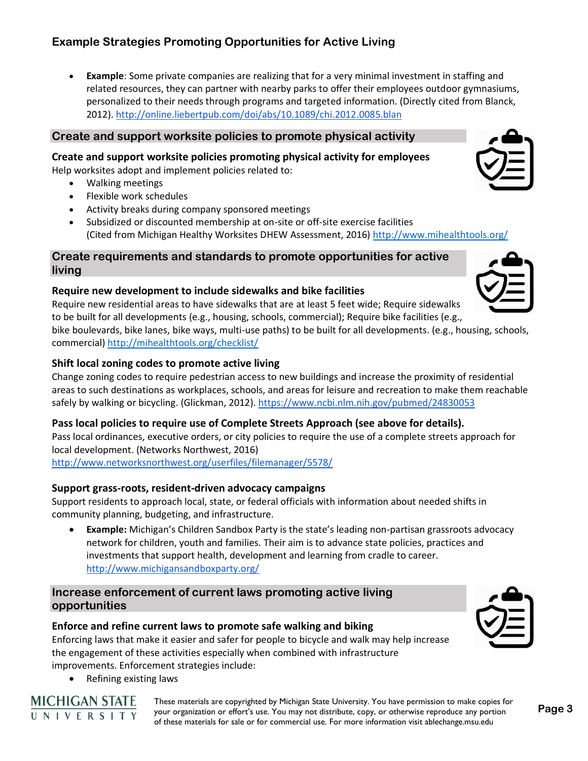## Example Strategies Promoting Opportunities for Active Living

- **Example**: Some private companies are realizing that for a very minimal investment in staffing and related resources, they can partner with nearby parks to offer their employees outdoor gymnasiums, personalized to their needs through programs and targeted information. (Directly cited from Blanck, 2012). http://online.liebertpub.com/doi/abs/10.1089/chi.2012.0085.blan

### Create and support worksite policies to promote physical activity

**Create and support worksite policies promoting physical activity for employees**

Help worksites adopt and implement policies related to:

- Walking meetings
- Flexible work schedules
- Activity breaks during company sponsored meetings
- Subsidized or discounted membership at on-site or off-site exercise facilities
  (Cited from Michigan Healthy Worksites DHEW Assessment, 2016) http://www.mihealthtools.org/

### Create requirements and standards to promote opportunities for active living

**Require new development to include sidewalks and bike facilities**

Require new residential areas to have sidewalks that are at least 5 feet wide; Require sidewalks to be built for all developments (e.g., housing, schools, commercial); Require bike facilities (e.g., bike boulevards, bike lanes, bike ways, multi-use paths) to be built for all developments. (e.g., housing, schools, commercial) http://mihealthtools.org/checklist/

**Shift local zoning codes to promote active living**

Change zoning codes to require pedestrian access to new buildings and increase the proximity of residential areas to such destinations as workplaces, schools, and areas for leisure and recreation to make them reachable safely by walking or bicycling. (Glickman, 2012). https://www.ncbi.nlm.nih.gov/pubmed/24830053

**Pass local policies to require use of Complete Streets Approach (see above for details).**

Pass local ordinances, executive orders, or city policies to require the use of a complete streets approach for local development. (Networks Northwest, 2016)
http://www.networksnorthwest.org/userfiles/filemanager/5578/

**Support grass-roots, resident-driven advocacy campaigns**

Support residents to approach local, state, or federal officials with information about needed shifts in community planning, budgeting, and infrastructure.

- **Example:** Michigan's Children Sandbox Party is the state's leading non-partisan grassroots advocacy network for children, youth and families. Their aim is to advance state policies, practices and investments that support health, development and learning from cradle to career.
  http://www.michigansandboxparty.org/

### Increase enforcement of current laws promoting active living opportunities

**Enforce and refine current laws to promote safe walking and biking**

Enforcing laws that make it easier and safer for people to bicycle and walk may help increase the engagement of these activities especially when combined with infrastructure improvements. Enforcement strategies include:

- Refining existing laws

These materials are copyrighted by Michigan State University. You have permission to make copies for your organization or effort's use. You may not distribute, copy, or otherwise reproduce any portion of these materials for sale or for commercial use. For more information visit ablechange.msu.edu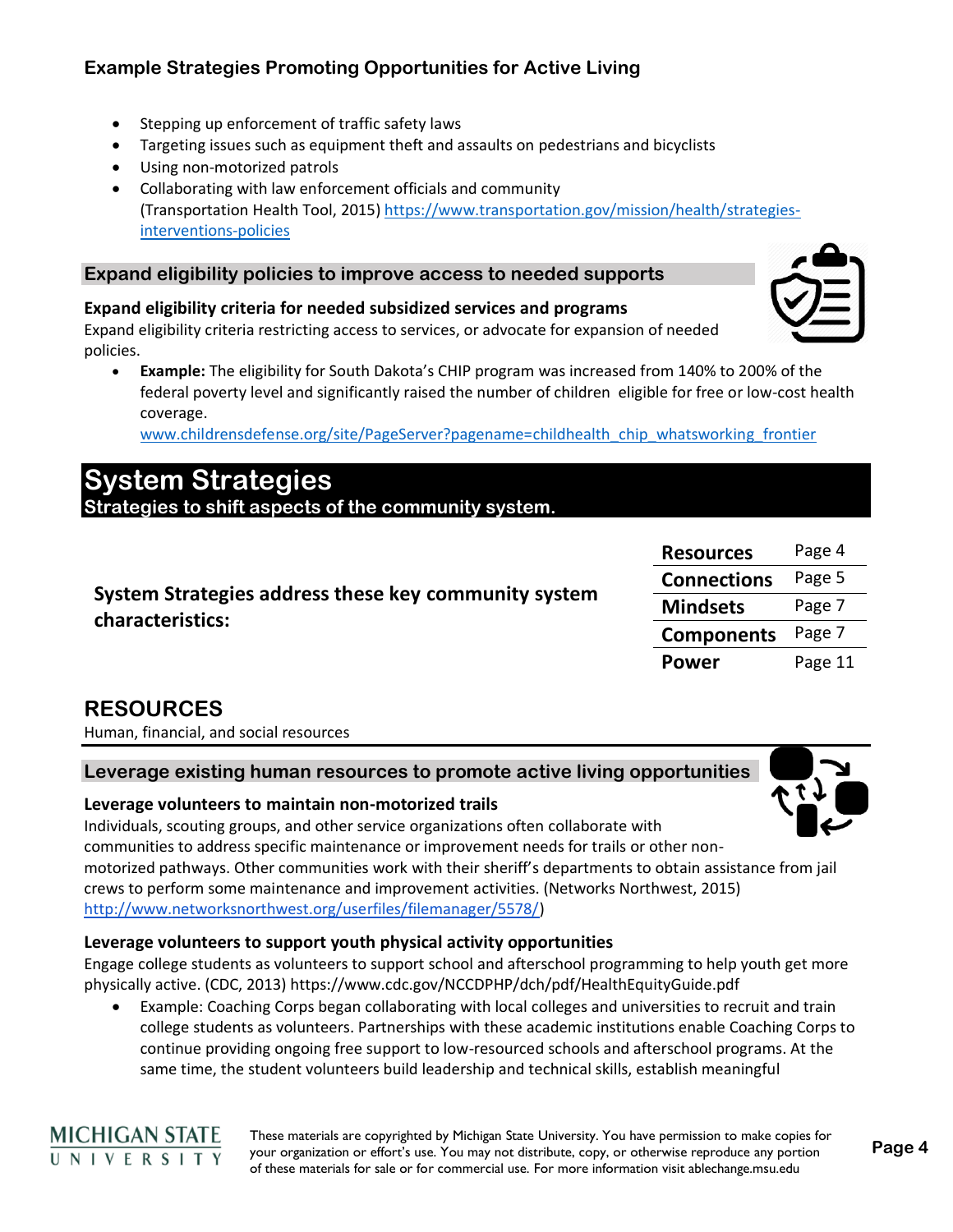### Example Strategies Promoting Opportunities for Active Living

- Stepping up enforcement of traffic safety laws
- Targeting issues such as equipment theft and assaults on pedestrians and bicyclists
- Using non-motorized patrols
- Collaborating with law enforcement officials and community (Transportation Health Tool, 2015) https://www.transportation.gov/mission/health/strategies-interventions-policies

### Expand eligibility policies to improve access to needed supports

**Expand eligibility criteria for needed subsidized services and programs**

Expand eligibility criteria restricting access to services, or advocate for expansion of needed policies.

- **Example:** The eligibility for South Dakota's CHIP program was increased from 140% to 200% of the federal poverty level and significantly raised the number of children eligible for free or low-cost health coverage.
  www.childrensdefense.org/site/PageServer?pagename=childhealth_chip_whatsworking_frontier

# System Strategies

**Strategies to shift aspects of the community system.**

**System Strategies address these key community system characteristics:**

| | |
|---|---|
| **Resources** | Page 4 |
| **Connections** | Page 5 |
| **Mindsets** | Page 7 |
| **Components** | Page 7 |
| **Power** | Page 11 |

## RESOURCES

Human, financial, and social resources

### Leverage existing human resources to promote active living opportunities

**Leverage volunteers to maintain non-motorized trails**

Individuals, scouting groups, and other service organizations often collaborate with communities to address specific maintenance or improvement needs for trails or other non-motorized pathways. Other communities work with their sheriff's departments to obtain assistance from jail crews to perform some maintenance and improvement activities. (Networks Northwest, 2015) http://www.networksnorthwest.org/userfiles/filemanager/5578/)

**Leverage volunteers to support youth physical activity opportunities**

Engage college students as volunteers to support school and afterschool programming to help youth get more physically active. (CDC, 2013) https://www.cdc.gov/NCCDPHP/dch/pdf/HealthEquityGuide.pdf

- Example: Coaching Corps began collaborating with local colleges and universities to recruit and train college students as volunteers. Partnerships with these academic institutions enable Coaching Corps to continue providing ongoing free support to low-resourced schools and afterschool programs. At the same time, the student volunteers build leadership and technical skills, establish meaningful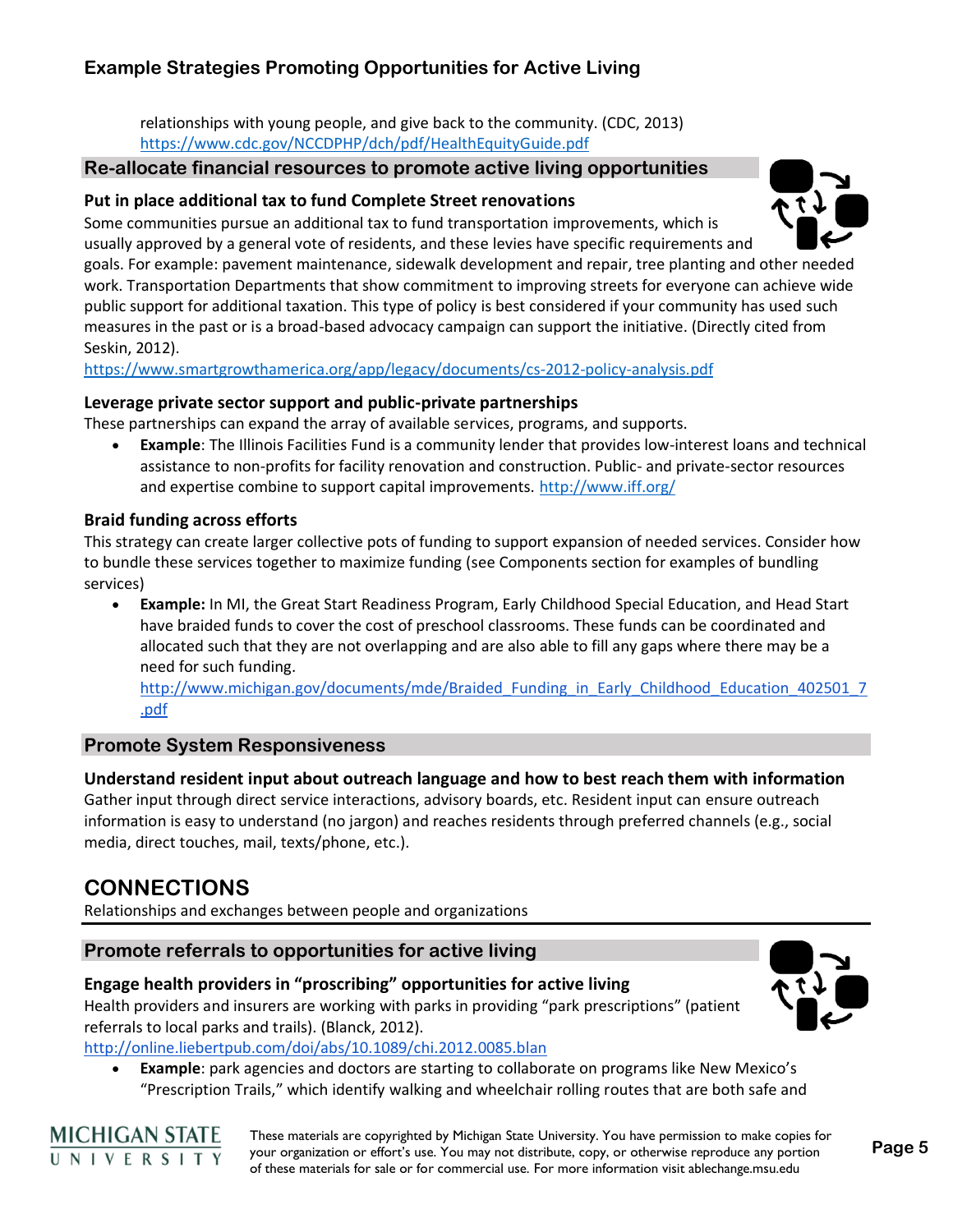relationships with young people, and give back to the community. (CDC, 2013)
https://www.cdc.gov/NCCDPHP/dch/pdf/HealthEquityGuide.pdf

## Re-allocate financial resources to promote active living opportunities

### Put in place additional tax to fund Complete Street renovations

Some communities pursue an additional tax to fund transportation improvements, which is usually approved by a general vote of residents, and these levies have specific requirements and goals. For example: pavement maintenance, sidewalk development and repair, tree planting and other needed work. Transportation Departments that show commitment to improving streets for everyone can achieve wide public support for additional taxation. This type of policy is best considered if your community has used such measures in the past or is a broad-based advocacy campaign can support the initiative. (Directly cited from Seskin, 2012).
https://www.smartgrowthamerica.org/app/legacy/documents/cs-2012-policy-analysis.pdf

### Leverage private sector support and public-private partnerships

These partnerships can expand the array of available services, programs, and supports.

- **Example**: The Illinois Facilities Fund is a community lender that provides low-interest loans and technical assistance to non-profits for facility renovation and construction. Public- and private-sector resources and expertise combine to support capital improvements. http://www.iff.org/

### Braid funding across efforts

This strategy can create larger collective pots of funding to support expansion of needed services. Consider how to bundle these services together to maximize funding (see Components section for examples of bundling services)

- **Example:** In MI, the Great Start Readiness Program, Early Childhood Special Education, and Head Start have braided funds to cover the cost of preschool classrooms. These funds can be coordinated and allocated such that they are not overlapping and are also able to fill any gaps where there may be a need for such funding.
  http://www.michigan.gov/documents/mde/Braided_Funding_in_Early_Childhood_Education_402501_7.pdf

## Promote System Responsiveness

### Understand resident input about outreach language and how to best reach them with information

Gather input through direct service interactions, advisory boards, etc. Resident input can ensure outreach information is easy to understand (no jargon) and reaches residents through preferred channels (e.g., social media, direct touches, mail, texts/phone, etc.).

# CONNECTIONS

Relationships and exchanges between people and organizations

## Promote referrals to opportunities for active living

### Engage health providers in "proscribing" opportunities for active living

Health providers and insurers are working with parks in providing "park prescriptions" (patient referrals to local parks and trails). (Blanck, 2012).
http://online.liebertpub.com/doi/abs/10.1089/chi.2012.0085.blan

- **Example**: park agencies and doctors are starting to collaborate on programs like New Mexico's "Prescription Trails," which identify walking and wheelchair rolling routes that are both safe and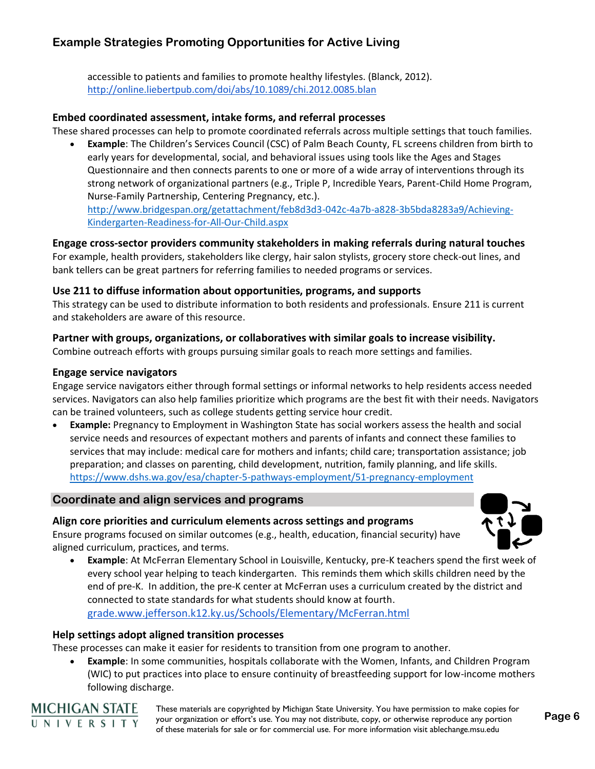accessible to patients and families to promote healthy lifestyles. (Blanck, 2012). http://online.liebertpub.com/doi/abs/10.1089/chi.2012.0085.blan

**Embed coordinated assessment, intake forms, and referral processes**

These shared processes can help to promote coordinated referrals across multiple settings that touch families.

- **Example**: The Children's Services Council (CSC) of Palm Beach County, FL screens children from birth to early years for developmental, social, and behavioral issues using tools like the Ages and Stages Questionnaire and then connects parents to one or more of a wide array of interventions through its strong network of organizational partners (e.g., Triple P, Incredible Years, Parent-Child Home Program, Nurse-Family Partnership, Centering Pregnancy, etc.). http://www.bridgespan.org/getattachment/feb8d3d3-042c-4a7b-a828-3b5bda8283a9/Achieving-Kindergarten-Readiness-for-All-Our-Child.aspx

**Engage cross-sector providers community stakeholders in making referrals during natural touches**

For example, health providers, stakeholders like clergy, hair salon stylists, grocery store check-out lines, and bank tellers can be great partners for referring families to needed programs or services.

**Use 211 to diffuse information about opportunities, programs, and supports**

This strategy can be used to distribute information to both residents and professionals. Ensure 211 is current and stakeholders are aware of this resource.

**Partner with groups, organizations, or collaboratives with similar goals to increase visibility.**

Combine outreach efforts with groups pursuing similar goals to reach more settings and families.

**Engage service navigators**

Engage service navigators either through formal settings or informal networks to help residents access needed services. Navigators can also help families prioritize which programs are the best fit with their needs. Navigators can be trained volunteers, such as college students getting service hour credit.

- **Example:** Pregnancy to Employment in Washington State has social workers assess the health and social service needs and resources of expectant mothers and parents of infants and connect these families to services that may include: medical care for mothers and infants; child care; transportation assistance; job preparation; and classes on parenting, child development, nutrition, family planning, and life skills. https://www.dshs.wa.gov/esa/chapter-5-pathways-employment/51-pregnancy-employment

## Coordinate and align services and programs

**Align core priorities and curriculum elements across settings and programs**

Ensure programs focused on similar outcomes (e.g., health, education, financial security) have aligned curriculum, practices, and terms.

- **Example**: At McFerran Elementary School in Louisville, Kentucky, pre-K teachers spend the first week of every school year helping to teach kindergarten. This reminds them which skills children need by the end of pre-K. In addition, the pre-K center at McFerran uses a curriculum created by the district and connected to state standards for what students should know at fourth. grade.www.jefferson.k12.ky.us/Schools/Elementary/McFerran.html

**Help settings adopt aligned transition processes**

These processes can make it easier for residents to transition from one program to another.

- **Example**: In some communities, hospitals collaborate with the Women, Infants, and Children Program (WIC) to put practices into place to ensure continuity of breastfeeding support for low-income mothers following discharge.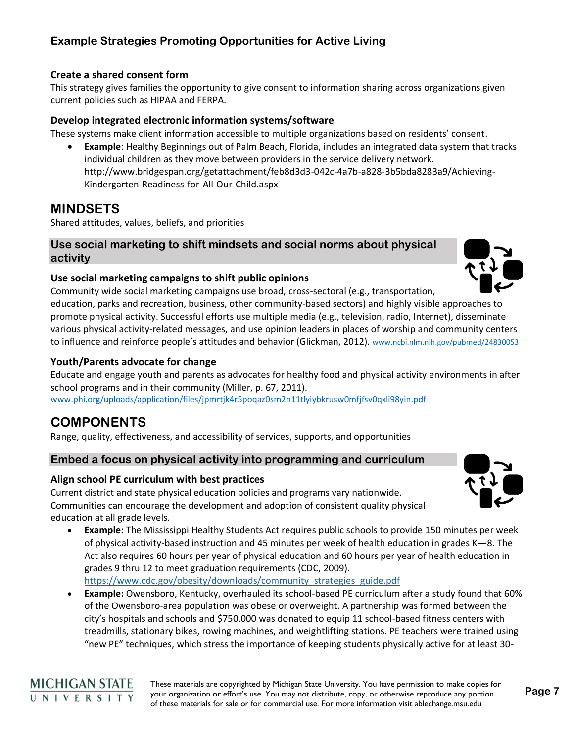## Example Strategies Promoting Opportunities for Active Living

### Create a shared consent form

This strategy gives families the opportunity to give consent to information sharing across organizations given current policies such as HIPAA and FERPA.

### Develop integrated electronic information systems/software

These systems make client information accessible to multiple organizations based on residents' consent.

- **Example**: Healthy Beginnings out of Palm Beach, Florida, includes an integrated data system that tracks individual children as they move between providers in the service delivery network. http://www.bridgespan.org/getattachment/feb8d3d3-042c-4a7b-a828-3b5bda8283a9/Achieving-Kindergarten-Readiness-for-All-Our-Child.aspx

# MINDSETS

Shared attitudes, values, beliefs, and priorities

## Use social marketing to shift mindsets and social norms about physical activity

### Use social marketing campaigns to shift public opinions

Community wide social marketing campaigns use broad, cross-sectoral (e.g., transportation, education, parks and recreation, business, other community-based sectors) and highly visible approaches to promote physical activity. Successful efforts use multiple media (e.g., television, radio, Internet), disseminate various physical activity-related messages, and use opinion leaders in places of worship and community centers to influence and reinforce people's attitudes and behavior (Glickman, 2012). www.ncbi.nlm.nih.gov/pubmed/24830053

### Youth/Parents advocate for change

Educate and engage youth and parents as advocates for healthy food and physical activity environments in after school programs and in their community (Miller, p. 67, 2011).
www.phi.org/uploads/application/files/jpmrtjk4r5poqaz0sm2n11tlyiybkrusw0mfjfsv0qxli98yin.pdf

# COMPONENTS

Range, quality, effectiveness, and accessibility of services, supports, and opportunities

## Embed a focus on physical activity into programming and curriculum

### Align school PE curriculum with best practices

Current district and state physical education policies and programs vary nationwide. Communities can encourage the development and adoption of consistent quality physical education at all grade levels.

- **Example:** The Mississippi Healthy Students Act requires public schools to provide 150 minutes per week of physical activity-based instruction and 45 minutes per week of health education in grades K—8. The Act also requires 60 hours per year of physical education and 60 hours per year of health education in grades 9 thru 12 to meet graduation requirements (CDC, 2009). https://www.cdc.gov/obesity/downloads/community_strategies_guide.pdf
- **Example:** Owensboro, Kentucky, overhauled its school-based PE curriculum after a study found that 60% of the Owensboro-area population was obese or overweight. A partnership was formed between the city's hospitals and schools and $750,000 was donated to equip 11 school-based fitness centers with treadmills, stationary bikes, rowing machines, and weightlifting stations. PE teachers were trained using "new PE" techniques, which stress the importance of keeping students physically active for at least 30-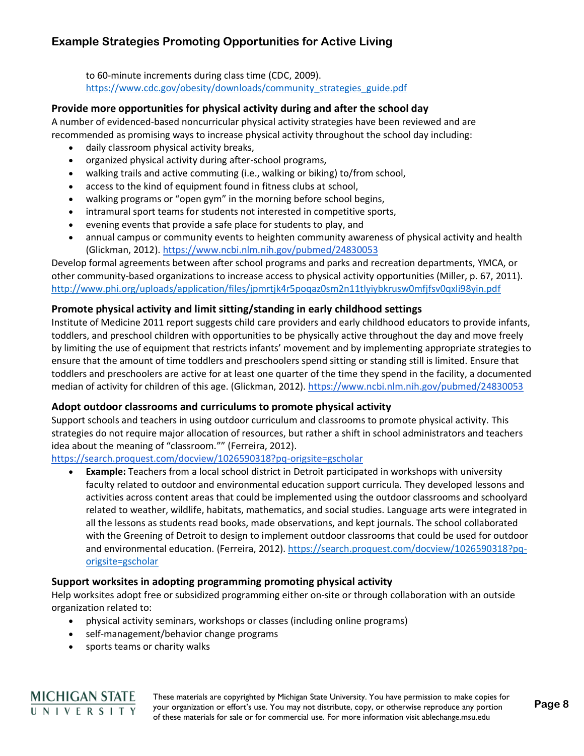to 60-minute increments during class time (CDC, 2009). https://www.cdc.gov/obesity/downloads/community_strategies_guide.pdf

### Provide more opportunities for physical activity during and after the school day

A number of evidenced-based noncurricular physical activity strategies have been reviewed and are recommended as promising ways to increase physical activity throughout the school day including:

- daily classroom physical activity breaks,
- organized physical activity during after-school programs,
- walking trails and active commuting (i.e., walking or biking) to/from school,
- access to the kind of equipment found in fitness clubs at school,
- walking programs or "open gym" in the morning before school begins,
- intramural sport teams for students not interested in competitive sports,
- evening events that provide a safe place for students to play, and
- annual campus or community events to heighten community awareness of physical activity and health (Glickman, 2012). https://www.ncbi.nlm.nih.gov/pubmed/24830053

Develop formal agreements between after school programs and parks and recreation departments, YMCA, or other community-based organizations to increase access to physical activity opportunities (Miller, p. 67, 2011). http://www.phi.org/uploads/application/files/jpmrtjk4r5poqaz0sm2n11tlyiybkrusw0mfjfsv0qxli98yin.pdf

### Promote physical activity and limit sitting/standing in early childhood settings

Institute of Medicine 2011 report suggests child care providers and early childhood educators to provide infants, toddlers, and preschool children with opportunities to be physically active throughout the day and move freely by limiting the use of equipment that restricts infants' movement and by implementing appropriate strategies to ensure that the amount of time toddlers and preschoolers spend sitting or standing still is limited. Ensure that toddlers and preschoolers are active for at least one quarter of the time they spend in the facility, a documented median of activity for children of this age. (Glickman, 2012). https://www.ncbi.nlm.nih.gov/pubmed/24830053

### Adopt outdoor classrooms and curriculums to promote physical activity

Support schools and teachers in using outdoor curriculum and classrooms to promote physical activity. This strategies do not require major allocation of resources, but rather a shift in school administrators and teachers idea about the meaning of "classroom."" (Ferreira, 2012). https://search.proquest.com/docview/1026590318?pq-origsite=gscholar

- **Example:** Teachers from a local school district in Detroit participated in workshops with university faculty related to outdoor and environmental education support curricula. They developed lessons and activities across content areas that could be implemented using the outdoor classrooms and schoolyard related to weather, wildlife, habitats, mathematics, and social studies. Language arts were integrated in all the lessons as students read books, made observations, and kept journals. The school collaborated with the Greening of Detroit to design to implement outdoor classrooms that could be used for outdoor and environmental education. (Ferreira, 2012). https://search.proquest.com/docview/1026590318?pq-origsite=gscholar

### Support worksites in adopting programming promoting physical activity

Help worksites adopt free or subsidized programming either on-site or through collaboration with an outside organization related to:

- physical activity seminars, workshops or classes (including online programs)
- self-management/behavior change programs
- sports teams or charity walks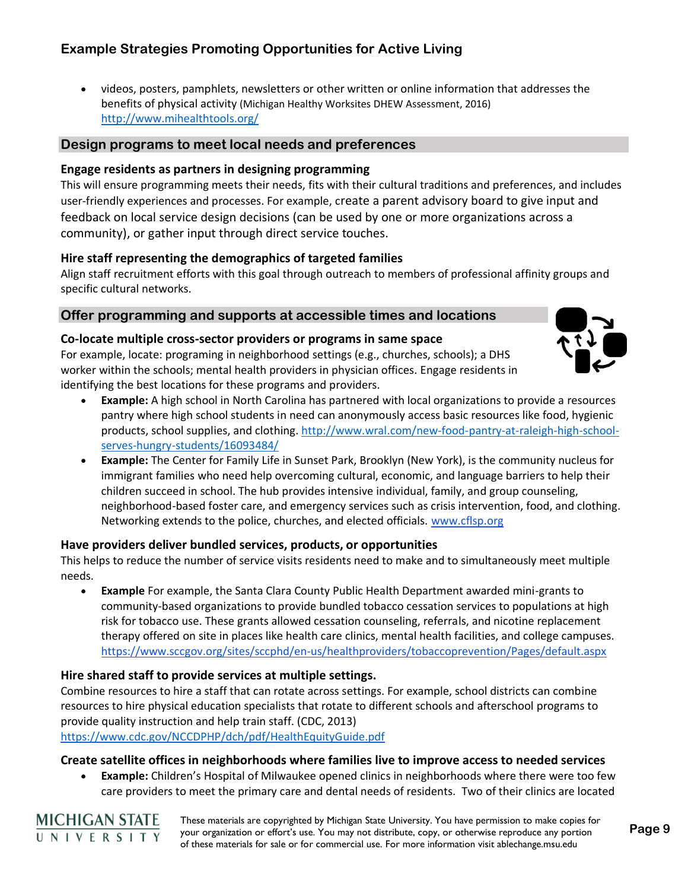## Example Strategies Promoting Opportunities for Active Living

- videos, posters, pamphlets, newsletters or other written or online information that addresses the benefits of physical activity (Michigan Healthy Worksites DHEW Assessment, 2016) http://www.mihealthtools.org/

### Design programs to meet local needs and preferences

**Engage residents as partners in designing programming**

This will ensure programming meets their needs, fits with their cultural traditions and preferences, and includes user-friendly experiences and processes. For example, create a parent advisory board to give input and feedback on local service design decisions (can be used by one or more organizations across a community), or gather input through direct service touches.

**Hire staff representing the demographics of targeted families**

Align staff recruitment efforts with this goal through outreach to members of professional affinity groups and specific cultural networks.

### Offer programming and supports at accessible times and locations

**Co-locate multiple cross-sector providers or programs in same space**

For example, locate: programing in neighborhood settings (e.g., churches, schools); a DHS worker within the schools; mental health providers in physician offices. Engage residents in identifying the best locations for these programs and providers.

- **Example:** A high school in North Carolina has partnered with local organizations to provide a resources pantry where high school students in need can anonymously access basic resources like food, hygienic products, school supplies, and clothing. http://www.wral.com/new-food-pantry-at-raleigh-high-school-serves-hungry-students/16093484/
- **Example:** The Center for Family Life in Sunset Park, Brooklyn (New York), is the community nucleus for immigrant families who need help overcoming cultural, economic, and language barriers to help their children succeed in school. The hub provides intensive individual, family, and group counseling, neighborhood-based foster care, and emergency services such as crisis intervention, food, and clothing. Networking extends to the police, churches, and elected officials. www.cflsp.org

**Have providers deliver bundled services, products, or opportunities**

This helps to reduce the number of service visits residents need to make and to simultaneously meet multiple needs.

- **Example** For example, the Santa Clara County Public Health Department awarded mini-grants to community-based organizations to provide bundled tobacco cessation services to populations at high risk for tobacco use. These grants allowed cessation counseling, referrals, and nicotine replacement therapy offered on site in places like health care clinics, mental health facilities, and college campuses. https://www.sccgov.org/sites/sccphd/en-us/healthproviders/tobaccoprevention/Pages/default.aspx

**Hire shared staff to provide services at multiple settings.**

Combine resources to hire a staff that can rotate across settings. For example, school districts can combine resources to hire physical education specialists that rotate to different schools and afterschool programs to provide quality instruction and help train staff. (CDC, 2013) https://www.cdc.gov/NCCDPHP/dch/pdf/HealthEquityGuide.pdf

**Create satellite offices in neighborhoods where families live to improve access to needed services**

- **Example:** Children's Hospital of Milwaukee opened clinics in neighborhoods where there were too few care providers to meet the primary care and dental needs of residents. Two of their clinics are located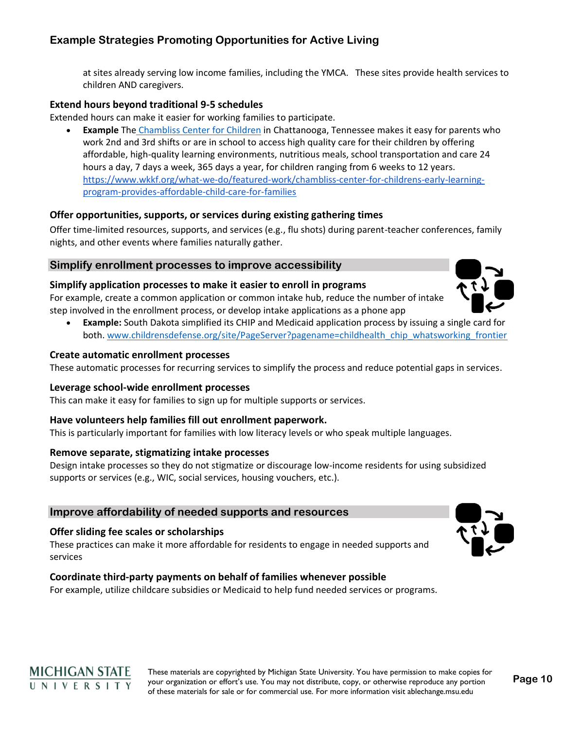at sites already serving low income families, including the YMCA. These sites provide health services to children AND caregivers.

**Extend hours beyond traditional 9-5 schedules**

Extended hours can make it easier for working families to participate.

- **Example** The Chambliss Center for Children in Chattanooga, Tennessee makes it easy for parents who work 2nd and 3rd shifts or are in school to access high quality care for their children by offering affordable, high-quality learning environments, nutritious meals, school transportation and care 24 hours a day, 7 days a week, 365 days a year, for children ranging from 6 weeks to 12 years. https://www.wkkf.org/what-we-do/featured-work/chambliss-center-for-childrens-early-learning-program-provides-affordable-child-care-for-families

**Offer opportunities, supports, or services during existing gathering times**

Offer time-limited resources, supports, and services (e.g., flu shots) during parent-teacher conferences, family nights, and other events where families naturally gather.

## Simplify enrollment processes to improve accessibility

**Simplify application processes to make it easier to enroll in programs**

For example, create a common application or common intake hub, reduce the number of intake step involved in the enrollment process, or develop intake applications as a phone app

- **Example:** South Dakota simplified its CHIP and Medicaid application process by issuing a single card for both. www.childrensdefense.org/site/PageServer?pagename=childhealth_chip_whatsworking_frontier

**Create automatic enrollment processes**

These automatic processes for recurring services to simplify the process and reduce potential gaps in services.

**Leverage school-wide enrollment processes**

This can make it easy for families to sign up for multiple supports or services.

**Have volunteers help families fill out enrollment paperwork.**

This is particularly important for families with low literacy levels or who speak multiple languages.

**Remove separate, stigmatizing intake processes**

Design intake processes so they do not stigmatize or discourage low-income residents for using subsidized supports or services (e.g., WIC, social services, housing vouchers, etc.).

## Improve affordability of needed supports and resources

**Offer sliding fee scales or scholarships**

These practices can make it more affordable for residents to engage in needed supports and services

**Coordinate third-party payments on behalf of families whenever possible**

For example, utilize childcare subsidies or Medicaid to help fund needed services or programs.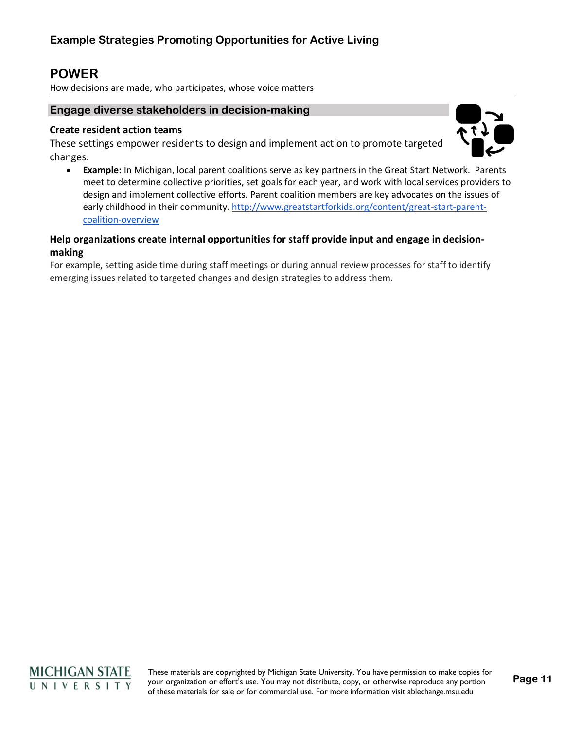## Example Strategies Promoting Opportunities for Active Living

# POWER

How decisions are made, who participates, whose voice matters

### Engage diverse stakeholders in decision-making

**Create resident action teams**

These settings empower residents to design and implement action to promote targeted changes.

- **Example:** In Michigan, local parent coalitions serve as key partners in the Great Start Network. Parents meet to determine collective priorities, set goals for each year, and work with local services providers to design and implement collective efforts. Parent coalition members are key advocates on the issues of early childhood in their community. http://www.greatstartforkids.org/content/great-start-parent-coalition-overview

**Help organizations create internal opportunities for staff provide input and engage in decision-making**

For example, setting aside time during staff meetings or during annual review processes for staff to identify emerging issues related to targeted changes and design strategies to address them.

These materials are copyrighted by Michigan State University. You have permission to make copies for your organization or effort's use. You may not distribute, copy, or otherwise reproduce any portion of these materials for sale or for commercial use. For more information visit ablechange.msu.edu